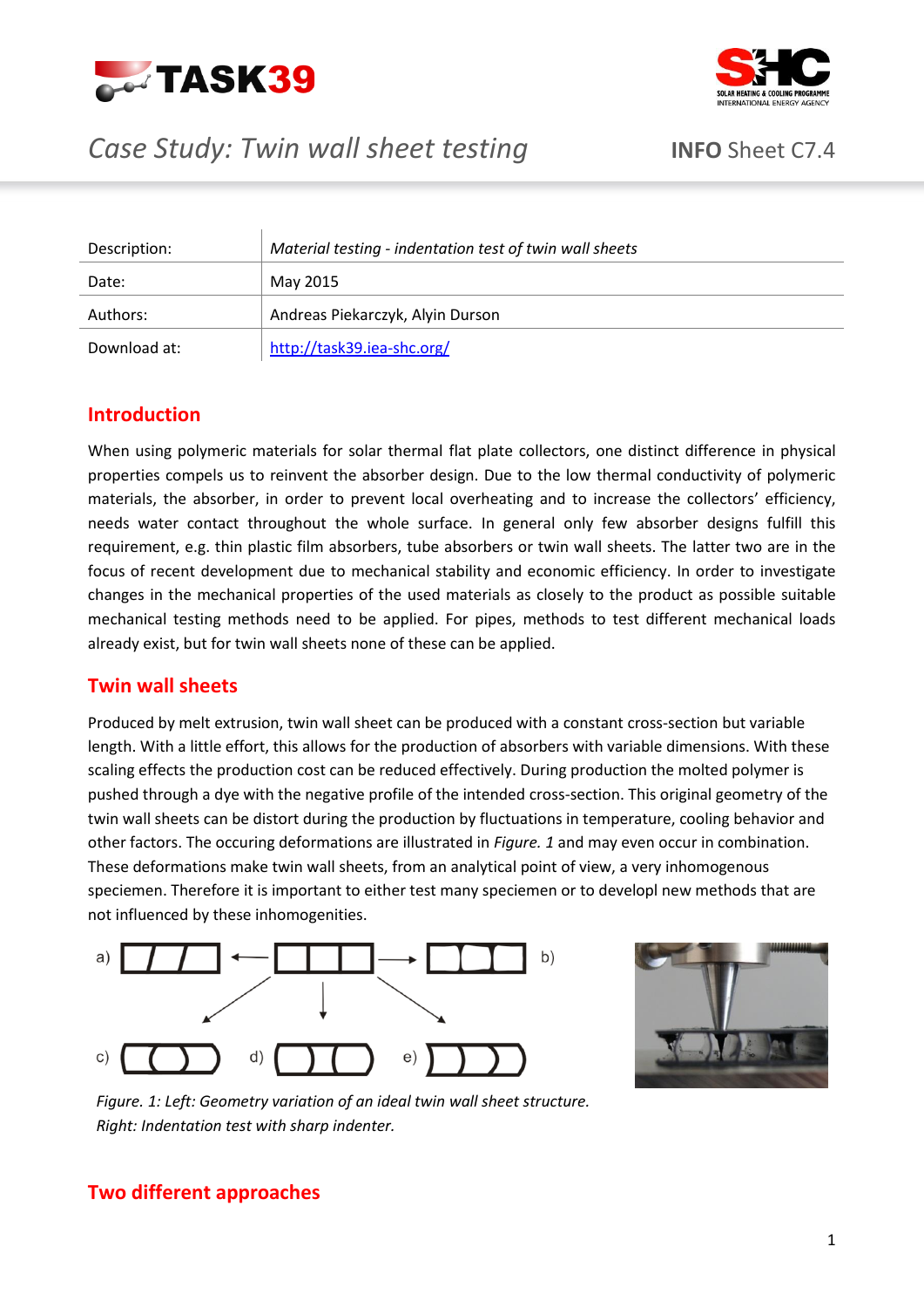# Case Study: Twin wall sheet testing

**INFO** Sheet C7.4

| Description: | *Material testing - indentation test of twin wall sheets* |
| --- | --- |
| Date: | May 2015 |
| Authors: | Andreas Piekarczyk, Alyin Durson |
| Download at: | http://task39.iea-shc.org/ |

## Introduction

When using polymeric materials for solar thermal flat plate collectors, one distinct difference in physical properties compels us to reinvent the absorber design. Due to the low thermal conductivity of polymeric materials, the absorber, in order to prevent local overheating and to increase the collectors' efficiency, needs water contact throughout the whole surface. In general only few absorber designs fulfill this requirement, e.g. thin plastic film absorbers, tube absorbers or twin wall sheets. The latter two are in the focus of recent development due to mechanical stability and economic efficiency. In order to investigate changes in the mechanical properties of the used materials as closely to the product as possible suitable mechanical testing methods need to be applied. For pipes, methods to test different mechanical loads already exist, but for twin wall sheets none of these can be applied.

## Twin wall sheets

Produced by melt extrusion, twin wall sheet can be produced with a constant cross-section but variable length. With a little effort, this allows for the production of absorbers with variable dimensions. With these scaling effects the production cost can be reduced effectively. During production the molted polymer is pushed through a dye with the negative profile of the intended cross-section. This original geometry of the twin wall sheets can be distort during the production by fluctuations in temperature, cooling behavior and other factors. The occuring deformations are illustrated in *Figure. 1* and may even occur in combination. These deformations make twin wall sheets, from an analytical point of view, a very inhomogenous speciemen. Therefore it is important to either test many speciemen or to developl new methods that are not influenced by these inhomogenities.

*Figure. 1: Left: Geometry variation of an ideal twin wall sheet structure. Right: Indentation test with sharp indenter.*

## Two different approaches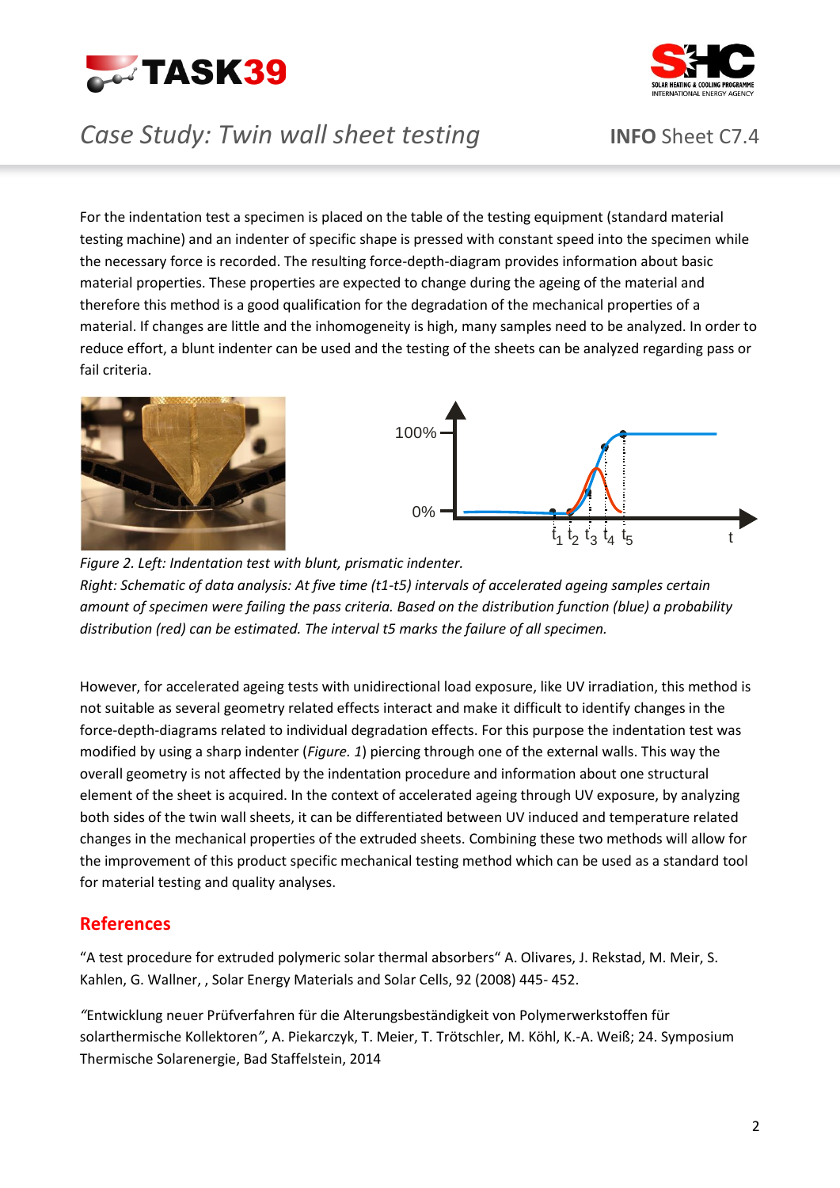# Case Study: Twin wall sheet testing

**INFO** Sheet C7.4

For the indentation test a specimen is placed on the table of the testing equipment (standard material testing machine) and an indenter of specific shape is pressed with constant speed into the specimen while the necessary force is recorded. The resulting force-depth-diagram provides information about basic material properties. These properties are expected to change during the ageing of the material and therefore this method is a good qualification for the degradation of the mechanical properties of a material. If changes are little and the inhomogeneity is high, many samples need to be analyzed. In order to reduce effort, a blunt indenter can be used and the testing of the sheets can be analyzed regarding pass or fail criteria.

100%
0%
$t_1$ $t_2$ $t_3$ $t_4$ $t_5$
t

*Figure 2. Left: Indentation test with blunt, prismatic indenter.*
*Right: Schematic of data analysis: At five time (t1-t5) intervals of accelerated ageing samples certain amount of specimen were failing the pass criteria. Based on the distribution function (blue) a probability distribution (red) can be estimated. The interval t5 marks the failure of all specimen.*

However, for accelerated ageing tests with unidirectional load exposure, like UV irradiation, this method is not suitable as several geometry related effects interact and make it difficult to identify changes in the force-depth-diagrams related to individual degradation effects. For this purpose the indentation test was modified by using a sharp indenter (*Figure. 1*) piercing through one of the external walls. This way the overall geometry is not affected by the indentation procedure and information about one structural element of the sheet is acquired. In the context of accelerated ageing through UV exposure, by analyzing both sides of the twin wall sheets, it can be differentiated between UV induced and temperature related changes in the mechanical properties of the extruded sheets. Combining these two methods will allow for the improvement of this product specific mechanical testing method which can be used as a standard tool for material testing and quality analyses.

## References

"A test procedure for extruded polymeric solar thermal absorbers" A. Olivares, J. Rekstad, M. Meir, S. Kahlen, G. Wallner, , Solar Energy Materials and Solar Cells, 92 (2008) 445- 452.

"Entwicklung neuer Prüfverfahren für die Alterungsbeständigkeit von Polymerwerkstoffen für solarthermische Kollektoren", A. Piekarczyk, T. Meier, T. Trötschler, M. Köhl, K.-A. Weiß; 24. Symposium Thermische Solarenergie, Bad Staffelstein, 2014